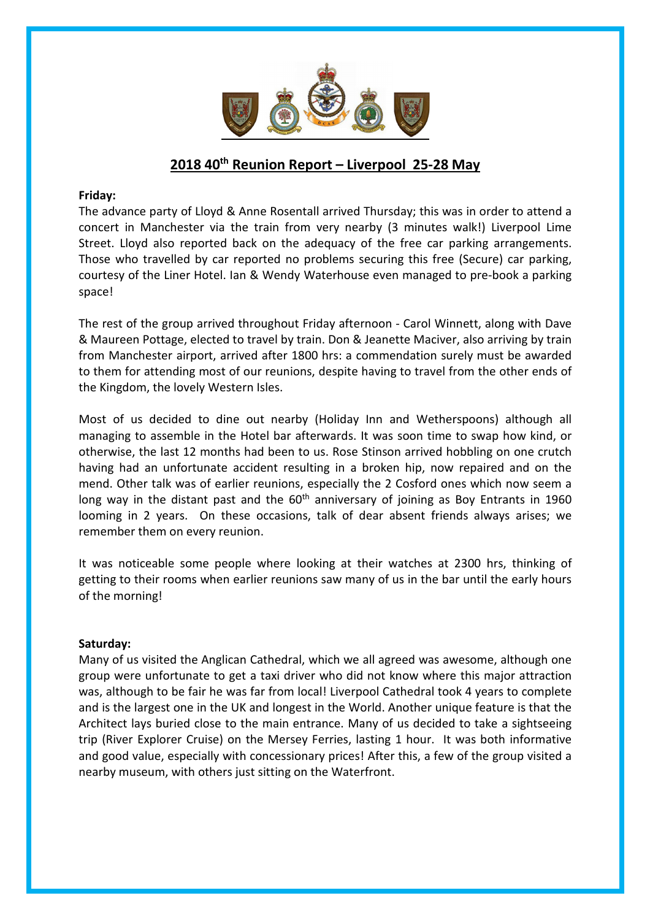## 2018 40th Reunion Report – Liverpool 25-28 May

**Friday:**

The advance party of Lloyd & Anne Rosentall arrived Thursday; this was in order to attend a concert in Manchester via the train from very nearby (3 minutes walk!) Liverpool Lime Street. Lloyd also reported back on the adequacy of the free car parking arrangements. Those who travelled by car reported no problems securing this free (Secure) car parking, courtesy of the Liner Hotel. Ian & Wendy Waterhouse even managed to pre-book a parking space!

The rest of the group arrived throughout Friday afternoon - Carol Winnett, along with Dave & Maureen Pottage, elected to travel by train. Don & Jeanette Maciver, also arriving by train from Manchester airport, arrived after 1800 hrs: a commendation surely must be awarded to them for attending most of our reunions, despite having to travel from the other ends of the Kingdom, the lovely Western Isles.

Most of us decided to dine out nearby (Holiday Inn and Wetherspoons) although all managing to assemble in the Hotel bar afterwards. It was soon time to swap how kind, or otherwise, the last 12 months had been to us. Rose Stinson arrived hobbling on one crutch having had an unfortunate accident resulting in a broken hip, now repaired and on the mend. Other talk was of earlier reunions, especially the 2 Cosford ones which now seem a long way in the distant past and the 60th anniversary of joining as Boy Entrants in 1960 looming in 2 years. On these occasions, talk of dear absent friends always arises; we remember them on every reunion.

It was noticeable some people where looking at their watches at 2300 hrs, thinking of getting to their rooms when earlier reunions saw many of us in the bar until the early hours of the morning!

**Saturday:**

Many of us visited the Anglican Cathedral, which we all agreed was awesome, although one group were unfortunate to get a taxi driver who did not know where this major attraction was, although to be fair he was far from local! Liverpool Cathedral took 4 years to complete and is the largest one in the UK and longest in the World. Another unique feature is that the Architect lays buried close to the main entrance. Many of us decided to take a sightseeing trip (River Explorer Cruise) on the Mersey Ferries, lasting 1 hour. It was both informative and good value, especially with concessionary prices! After this, a few of the group visited a nearby museum, with others just sitting on the Waterfront.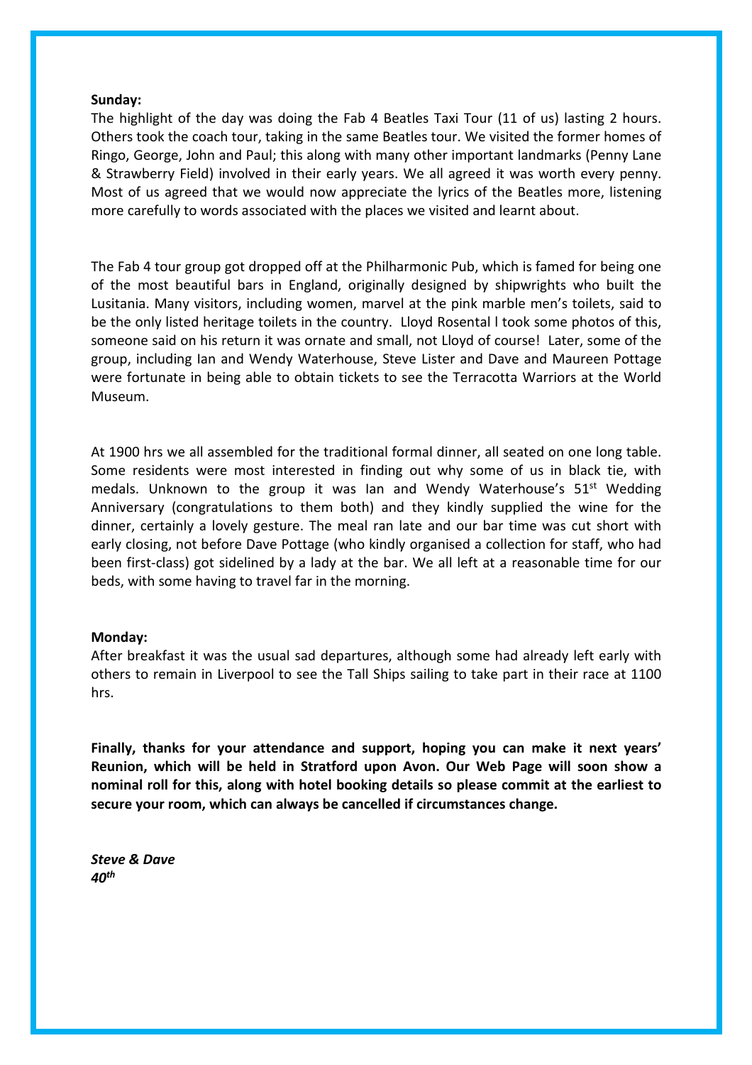**Sunday:**
The highlight of the day was doing the Fab 4 Beatles Taxi Tour (11 of us) lasting 2 hours. Others took the coach tour, taking in the same Beatles tour. We visited the former homes of Ringo, George, John and Paul; this along with many other important landmarks (Penny Lane & Strawberry Field) involved in their early years. We all agreed it was worth every penny. Most of us agreed that we would now appreciate the lyrics of the Beatles more, listening more carefully to words associated with the places we visited and learnt about.

The Fab 4 tour group got dropped off at the Philharmonic Pub, which is famed for being one of the most beautiful bars in England, originally designed by shipwrights who built the Lusitania. Many visitors, including women, marvel at the pink marble men's toilets, said to be the only listed heritage toilets in the country. Lloyd Rosental l took some photos of this, someone said on his return it was ornate and small, not Lloyd of course! Later, some of the group, including Ian and Wendy Waterhouse, Steve Lister and Dave and Maureen Pottage were fortunate in being able to obtain tickets to see the Terracotta Warriors at the World Museum.

At 1900 hrs we all assembled for the traditional formal dinner, all seated on one long table. Some residents were most interested in finding out why some of us in black tie, with medals. Unknown to the group it was Ian and Wendy Waterhouse's 51st Wedding Anniversary (congratulations to them both) and they kindly supplied the wine for the dinner, certainly a lovely gesture. The meal ran late and our bar time was cut short with early closing, not before Dave Pottage (who kindly organised a collection for staff, who had been first-class) got sidelined by a lady at the bar. We all left at a reasonable time for our beds, with some having to travel far in the morning.

**Monday:**
After breakfast it was the usual sad departures, although some had already left early with others to remain in Liverpool to see the Tall Ships sailing to take part in their race at 1100 hrs.

**Finally, thanks for your attendance and support, hoping you can make it next years' Reunion, which will be held in Stratford upon Avon. Our Web Page will soon show a nominal roll for this, along with hotel booking details so please commit at the earliest to secure your room, which can always be cancelled if circumstances change.**

***Steve & Dave***
***40th***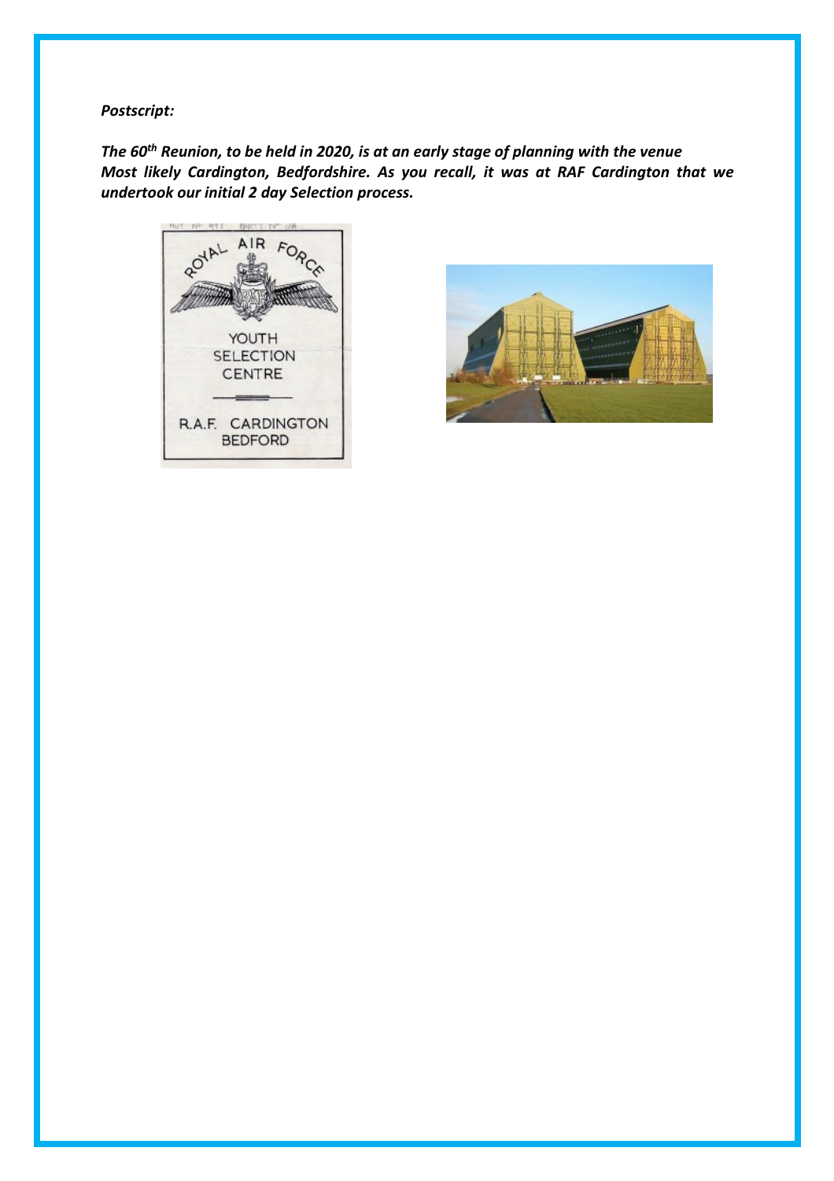***Postscript:***

***The 60th Reunion, to be held in 2020, is at an early stage of planning with the venue Most likely Cardington, Bedfordshire. As you recall, it was at RAF Cardington that we undertook our initial 2 day Selection process.***